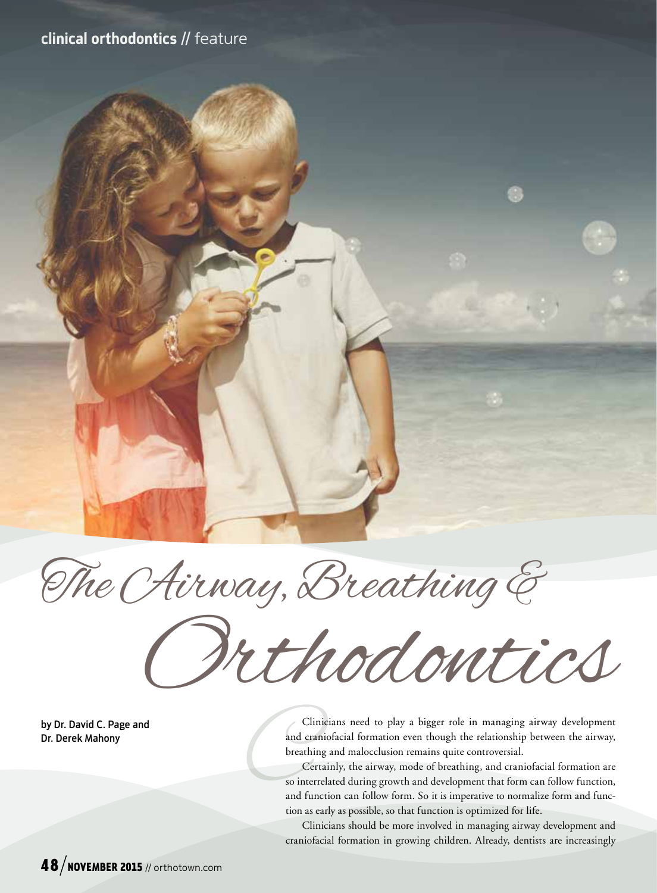# The Airway, Breathing & Orthodontics

by Dr. David C. Page and Dr. Derek Mahony

Clinicians need to play a bigger role in managing airway development and craniofacial formation even though the relationship between the airway, breathing and malocclusion remains quite controversial.

Certainly, the airway, mode of breathing, and craniofacial formation are so interrelated during growth and development that form can follow function, and function can follow form. So it is imperative to normalize form and function as early as possible, so that function is optimized for life.

Clinicians should be more involved in managing airway development and craniofacial formation in growing children. Already, dentists are increasingly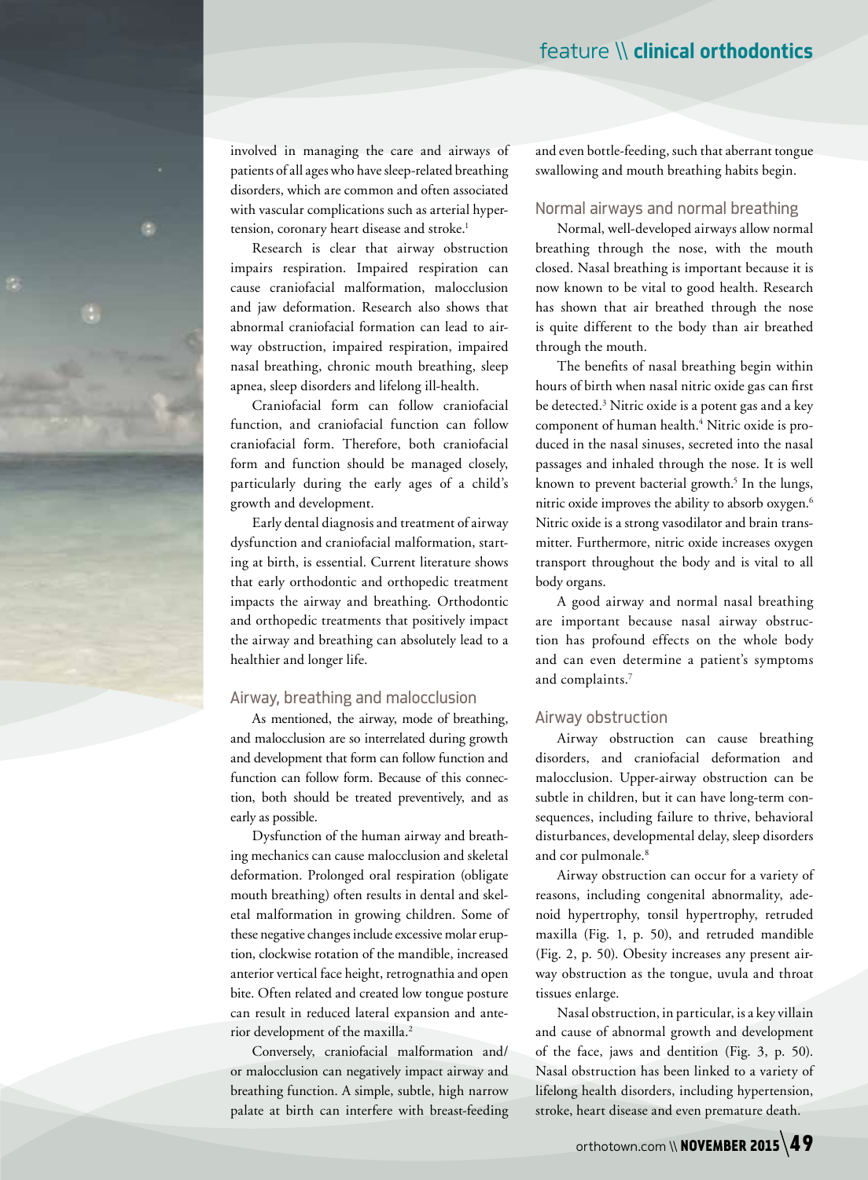involved in managing the care and airways of patients of all ages who have sleep-related breathing disorders, which are common and often associated with vascular complications such as arterial hypertension, coronary heart disease and stroke.[1]

Research is clear that airway obstruction impairs respiration. Impaired respiration can cause craniofacial malformation, malocclusion and jaw deformation. Research also shows that abnormal craniofacial formation can lead to airway obstruction, impaired respiration, impaired nasal breathing, chronic mouth breathing, sleep apnea, sleep disorders and lifelong ill-health.

Craniofacial form can follow craniofacial function, and craniofacial function can follow craniofacial form. Therefore, both craniofacial form and function should be managed closely, particularly during the early ages of a child's growth and development.

Early dental diagnosis and treatment of airway dysfunction and craniofacial malformation, starting at birth, is essential. Current literature shows that early orthodontic and orthopedic treatment impacts the airway and breathing. Orthodontic and orthopedic treatments that positively impact the airway and breathing can absolutely lead to a healthier and longer life.

## Airway, breathing and malocclusion

As mentioned, the airway, mode of breathing, and malocclusion are so interrelated during growth and development that form can follow function and function can follow form. Because of this connection, both should be treated preventively, and as early as possible.

Dysfunction of the human airway and breathing mechanics can cause malocclusion and skeletal deformation. Prolonged oral respiration (obligate mouth breathing) often results in dental and skeletal malformation in growing children. Some of these negative changes include excessive molar eruption, clockwise rotation of the mandible, increased anterior vertical face height, retrognathia and open bite. Often related and created low tongue posture can result in reduced lateral expansion and anterior development of the maxilla.[2]

Conversely, craniofacial malformation and/or malocclusion can negatively impact airway and breathing function. A simple, subtle, high narrow palate at birth can interfere with breast-feeding and even bottle-feeding, such that aberrant tongue swallowing and mouth breathing habits begin.

## Normal airways and normal breathing

Normal, well-developed airways allow normal breathing through the nose, with the mouth closed. Nasal breathing is important because it is now known to be vital to good health. Research has shown that air breathed through the nose is quite different to the body than air breathed through the mouth.

The benefits of nasal breathing begin within hours of birth when nasal nitric oxide gas can first be detected.[3] Nitric oxide is a potent gas and a key component of human health.[4] Nitric oxide is produced in the nasal sinuses, secreted into the nasal passages and inhaled through the nose. It is well known to prevent bacterial growth.[5] In the lungs, nitric oxide improves the ability to absorb oxygen.[6] Nitric oxide is a strong vasodilator and brain transmitter. Furthermore, nitric oxide increases oxygen transport throughout the body and is vital to all body organs.

A good airway and normal nasal breathing are important because nasal airway obstruction has profound effects on the whole body and can even determine a patient's symptoms and complaints.[7]

## Airway obstruction

Airway obstruction can cause breathing disorders, and craniofacial deformation and malocclusion. Upper-airway obstruction can be subtle in children, but it can have long-term consequences, including failure to thrive, behavioral disturbances, developmental delay, sleep disorders and cor pulmonale.[8]

Airway obstruction can occur for a variety of reasons, including congenital abnormality, adenoid hypertrophy, tonsil hypertrophy, retruded maxilla (Fig. 1, p. 50), and retruded mandible (Fig. 2, p. 50). Obesity increases any present airway obstruction as the tongue, uvula and throat tissues enlarge.

Nasal obstruction, in particular, is a key villain and cause of abnormal growth and development of the face, jaws and dentition (Fig. 3, p. 50). Nasal obstruction has been linked to a variety of lifelong health disorders, including hypertension, stroke, heart disease and even premature death.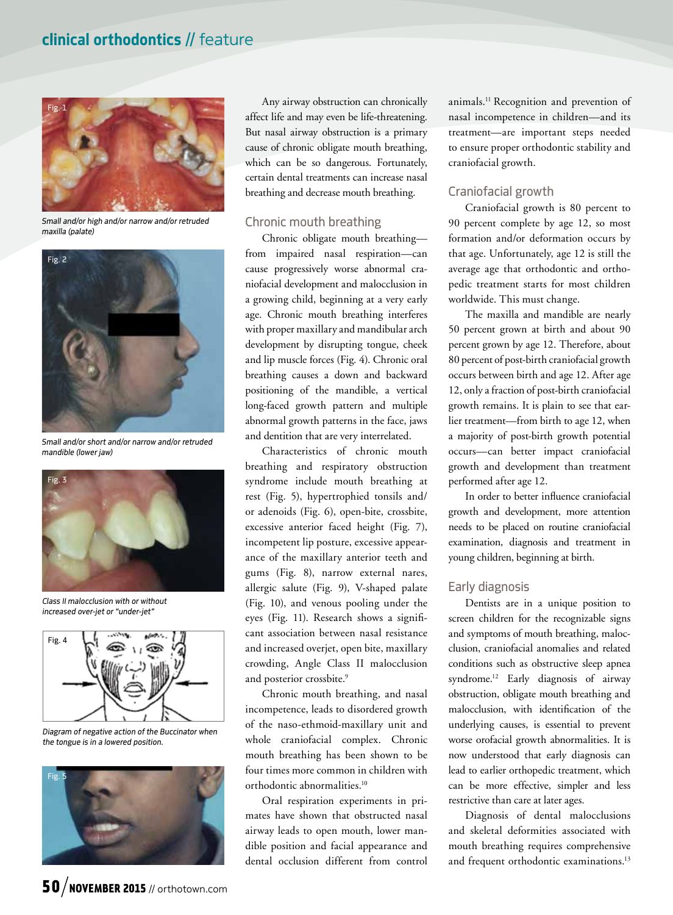Small and/or high and/or narrow and/or retruded maxilla (palate)

Small and/or short and/or narrow and/or retruded mandible (lower jaw)

Class II malocclusion with or without increased over-jet or "under-jet"

Diagram of negative action of the Buccinator when the tongue is in a lowered position.

Any airway obstruction can chronically affect life and may even be life-threatening. But nasal airway obstruction is a primary cause of chronic obligate mouth breathing, which can be so dangerous. Fortunately, certain dental treatments can increase nasal breathing and decrease mouth breathing.

## Chronic mouth breathing

Chronic obligate mouth breathing—from impaired nasal respiration—can cause progressively worse abnormal craniofacial development and malocclusion in a growing child, beginning at a very early age. Chronic mouth breathing interferes with proper maxillary and mandibular arch development by disrupting tongue, cheek and lip muscle forces (Fig. 4). Chronic oral breathing causes a down and backward positioning of the mandible, a vertical long-faced growth pattern and multiple abnormal growth patterns in the face, jaws and dentition that are very interrelated.

Characteristics of chronic mouth breathing and respiratory obstruction syndrome include mouth breathing at rest (Fig. 5), hypertrophied tonsils and/or adenoids (Fig. 6), open-bite, crossbite, excessive anterior faced height (Fig. 7), incompetent lip posture, excessive appearance of the maxillary anterior teeth and gums (Fig. 8), narrow external nares, allergic salute (Fig. 9), V-shaped palate (Fig. 10), and venous pooling under the eyes (Fig. 11). Research shows a significant association between nasal resistance and increased overjet, open bite, maxillary crowding, Angle Class II malocclusion and posterior crossbite.[9]

Chronic mouth breathing, and nasal incompetence, leads to disordered growth of the naso-ethmoid-maxillary unit and whole craniofacial complex. Chronic mouth breathing has been shown to be four times more common in children with orthodontic abnormalities.[10]

Oral respiration experiments in primates have shown that obstructed nasal airway leads to open mouth, lower mandible position and facial appearance and dental occlusion different from control animals.[11] Recognition and prevention of nasal incompetence in children—and its treatment—are important steps needed to ensure proper orthodontic stability and craniofacial growth.

## Craniofacial growth

Craniofacial growth is 80 percent to 90 percent complete by age 12, so most formation and/or deformation occurs by that age. Unfortunately, age 12 is still the average age that orthodontic and orthopedic treatment starts for most children worldwide. This must change.

The maxilla and mandible are nearly 50 percent grown at birth and about 90 percent grown by age 12. Therefore, about 80 percent of post-birth craniofacial growth occurs between birth and age 12. After age 12, only a fraction of post-birth craniofacial growth remains. It is plain to see that earlier treatment—from birth to age 12, when a majority of post-birth growth potential occurs—can better impact craniofacial growth and development than treatment performed after age 12.

In order to better influence craniofacial growth and development, more attention needs to be placed on routine craniofacial examination, diagnosis and treatment in young children, beginning at birth.

## Early diagnosis

Dentists are in a unique position to screen children for the recognizable signs and symptoms of mouth breathing, malocclusion, craniofacial anomalies and related conditions such as obstructive sleep apnea syndrome.[12] Early diagnosis of airway obstruction, obligate mouth breathing and malocclusion, with identification of the underlying causes, is essential to prevent worse orofacial growth abnormalities. It is now understood that early diagnosis can lead to earlier orthopedic treatment, which can be more effective, simpler and less restrictive than care at later ages.

Diagnosis of dental malocclusions and skeletal deformities associated with mouth breathing requires comprehensive and frequent orthodontic examinations.[13]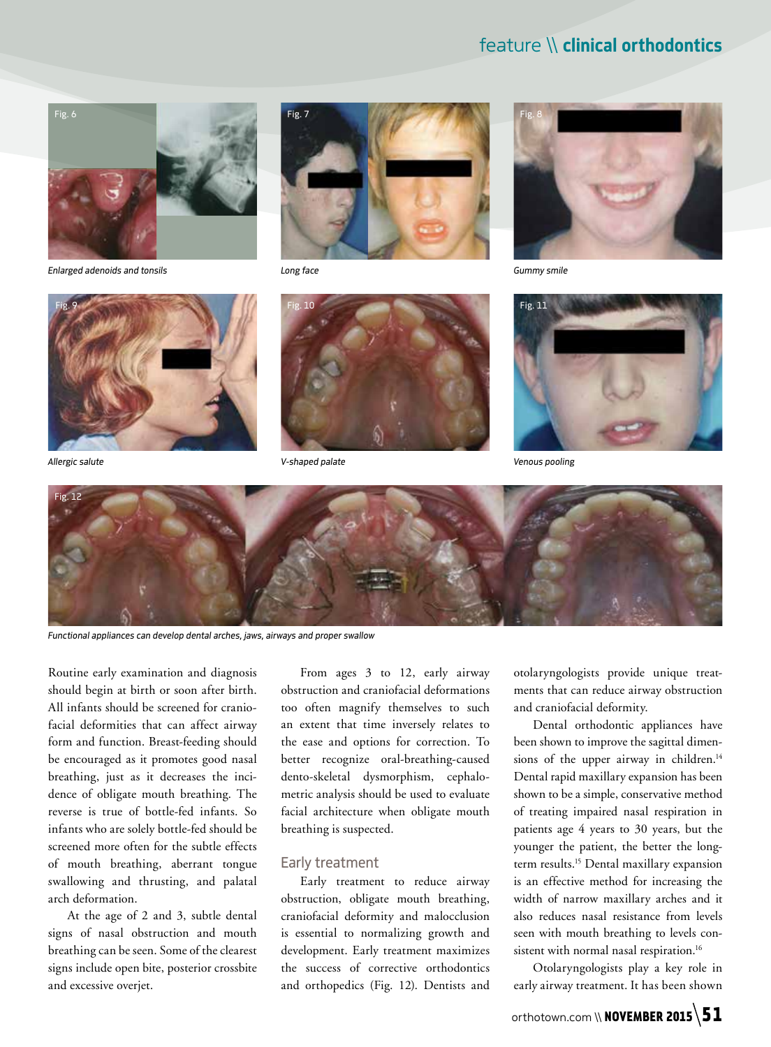Fig. 6

*Enlarged adenoids and tonsils*

Fig. 7

*Long face*

Fig. 8

*Gummy smile*

Fig. 9

*Allergic salute*

Fig. 10

*V-shaped palate*

Fig. 11

*Venous pooling*

Fig. 12

*Functional appliances can develop dental arches, jaws, airways and proper swallow*

Routine early examination and diagnosis should begin at birth or soon after birth. All infants should be screened for craniofacial deformities that can affect airway form and function. Breast-feeding should be encouraged as it promotes good nasal breathing, just as it decreases the incidence of obligate mouth breathing. The reverse is true of bottle-fed infants. So infants who are solely bottle-fed should be screened more often for the subtle effects of mouth breathing, aberrant tongue swallowing and thrusting, and palatal arch deformation.

At the age of 2 and 3, subtle dental signs of nasal obstruction and mouth breathing can be seen. Some of the clearest signs include open bite, posterior crossbite and excessive overjet.

From ages 3 to 12, early airway obstruction and craniofacial deformations too often magnify themselves to such an extent that time inversely relates to the ease and options for correction. To better recognize oral-breathing-caused dento-skeletal dysmorphism, cephalometric analysis should be used to evaluate facial architecture when obligate mouth breathing is suspected.

## Early treatment

Early treatment to reduce airway obstruction, obligate mouth breathing, craniofacial deformity and malocclusion is essential to normalizing growth and development. Early treatment maximizes the success of corrective orthodontics and orthopedics (Fig. 12). Dentists and otolaryngologists provide unique treatments that can reduce airway obstruction and craniofacial deformity.

Dental orthodontic appliances have been shown to improve the sagittal dimensions of the upper airway in children.[14] Dental rapid maxillary expansion has been shown to be a simple, conservative method of treating impaired nasal respiration in patients age 4 years to 30 years, but the younger the patient, the better the long-term results.[15] Dental maxillary expansion is an effective method for increasing the width of narrow maxillary arches and it also reduces nasal resistance from levels seen with mouth breathing to levels consistent with normal nasal respiration.[16]

Otolaryngologists play a key role in early airway treatment. It has been shown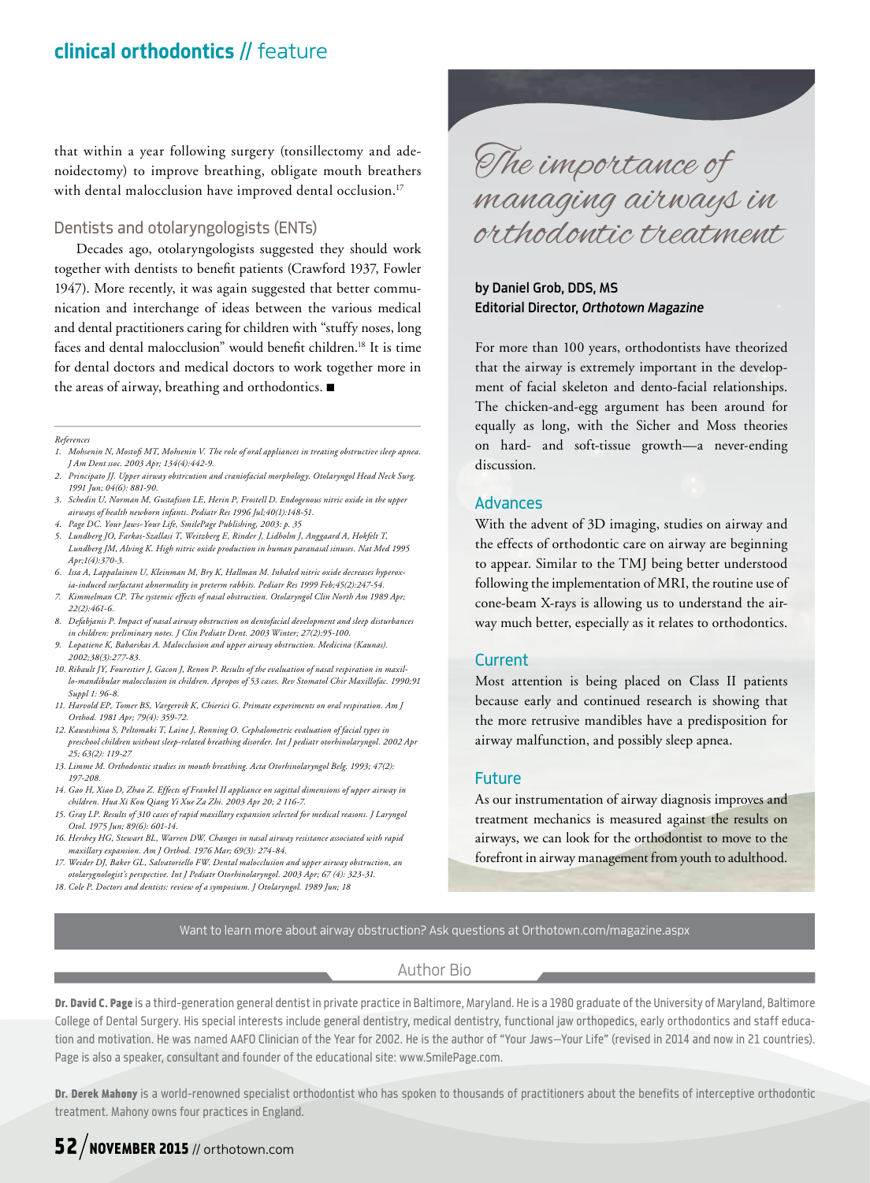that within a year following surgery (tonsillectomy and adenoidectomy) to improve breathing, obligate mouth breathers with dental malocclusion have improved dental occlusion.[17]

## Dentists and otolaryngologists (ENTs)

Decades ago, otolaryngologists suggested they should work together with dentists to benefit patients (Crawford 1937, Fowler 1947). More recently, it was again suggested that better communication and interchange of ideas between the various medical and dental practitioners caring for children with "stuffy noses, long faces and dental malocclusion" would benefit children.[18] It is time for dental doctors and medical doctors to work together more in the areas of airway, breathing and orthodontics. ■

*References*

1. *Mohsenin N, Mostofi MT, Mohsenin V. The role of oral appliances in treating obstructive sleep apnea. J Am Dent ssoc. 2003 Apr; 134(4):442-9.*
2. *Principato JJ. Upper airway obstrcution and craniofacial morphology. Otolaryngol Head Neck Surg. 1991 Jun; 04(6): 881-90.*
3. *Schedin U, Norman M, Gustafsson LE, Herin P, Frostell D. Endogenous nitric oxide in the upper airways of health newborn infants. Pediatr Res 1996 Jul;40(1):148-51.*
4. *Page DC. Your Jaws-Your Life, SmilePage Publishing, 2003: p. 35*
5. *Lundberg JO, Farkas-Szallasi T, Weitzberg E, Rinder J, Lidholm J, Anggaard A, Hokfelt T, Lundberg JM, Alving K. High nitric oxide production in human paranasal sinuses. Nat Med 1995 Apr;1(4):370-3.*
6. *Issa A, Lappalainen U, Kleinman M, Bry K, Hallman M. Inhaled nitric oxide decreases hyperoxia-induced surfactant abnormality in preterm rabbits. Pediatr Res 1999 Feb;45(2):247-54.*
7. *Kimmelman CP. The systemic effects of nasal obstruction. Otolaryngol Clin North Am 1989 Apr; 22(2):461-6.*
8. *Defabjanis P. Impact of nasal airway obstruction on dentofacial development and sleep disturbances in children: preliminary notes. J Clin Pediatr Dent. 2003 Winter; 27(2):95-100.*
9. *Lopatiene K, Babarskas A. Malocclusion and upper airway obstruction. Medicina (Kaunas). 2002;38(3):277-83.*
10. *Ribault JY, Fourestier J, Gacon J, Renon P. Results of the evaluation of nasal respiration in maxillo-mandibular malocclusion in children. Apropos of 53 cases. Rev Stomatol Chir Maxillofac. 1990;91 Suppl 1: 96-8.*
11. *Harvold EP, Tomer BS, Vargervik K, Chierici G. Primate experiments on oral respiration. Am J Orthod. 1981 Apr; 79(4): 359-72.*
12. *Kawashima S, Peltomaki T, Laine J, Ronning O. Cephalometric evaluation of facial types in preschool children without sleep-related breathing disorder. Int J pediatr otorhinolaryngol. 2002 Apr 25; 63(2): 119-27*
13. *Limme M. Orthodontic studies in mouth breathing. Acta Otorhinolaryngol Belg. 1993; 47(2): 197-208.*
14. *Gao H, Xiao D, Zhao Z. Effects of Frankel II appliance on sagittal dimensions of upper airway in children. Hua Xi Kou Qiang Yi Xue Za Zhi. 2003 Apr 20; 2 116-7.*
15. *Gray LP. Results of 310 cases of rapid maxillary expansion selected for medical reasons. J Laryngol Otol. 1975 Jun; 89(6): 601-14.*
16. *Hershey HG, Stewart BL, Warren DW. Changes in nasal airway resistance associated with rapid maxillary expansion. Am J Orthod. 1976 Mar; 69(3): 274-84.*
17. *Weider DJ, Baker GL, Salvatoriello FW. Dental malocclusion and upper airway obstruction, an otolaryngnologist's perspective. Int J Pediatr Otorhinolaryngol. 2003 Apr; 67 (4): 323-31.*
18. *Cole P. Doctors and dentists: review of a symposium. J Otolaryngol. 1989 Jun; 18*

# The importance of managing airways in orthodontic treatment

**by Daniel Grob, DDS, MS**
**Editorial Director, *Orthotown Magazine***

For more than 100 years, orthodontists have theorized that the airway is extremely important in the development of facial skeleton and dento-facial relationships. The chicken-and-egg argument has been around for equally as long, with the Sicher and Moss theories on hard- and soft-tissue growth—a never-ending discussion.

## Advances

With the advent of 3D imaging, studies on airway and the effects of orthodontic care on airway are beginning to appear. Similar to the TMJ being better understood following the implementation of MRI, the routine use of cone-beam X-rays is allowing us to understand the airway much better, especially as it relates to orthodontics.

## Current

Most attention is being placed on Class II patients because early and continued research is showing that the more retrusive mandibles have a predisposition for airway malfunction, and possibly sleep apnea.

## Future

As our instrumentation of airway diagnosis improves and treatment mechanics is measured against the results on airways, we can look for the orthodontist to move to the forefront in airway management from youth to adulthood.

Want to learn more about airway obstruction? Ask questions at Orthotown.com/magazine.aspx

## Author Bio

**Dr. David C. Page** is a third-generation general dentist in private practice in Baltimore, Maryland. He is a 1980 graduate of the University of Maryland, Baltimore College of Dental Surgery. His special interests include general dentistry, medical dentistry, functional jaw orthopedics, early orthodontics and staff education and motivation. He was named AAFO Clinician of the Year for 2002. He is the author of "Your Jaws—Your Life" (revised in 2014 and now in 21 countries). Page is also a speaker, consultant and founder of the educational site: www.SmilePage.com.

**Dr. Derek Mahony** is a world-renowned specialist orthodontist who has spoken to thousands of practitioners about the benefits of interceptive orthodontic treatment. Mahony owns four practices in England.